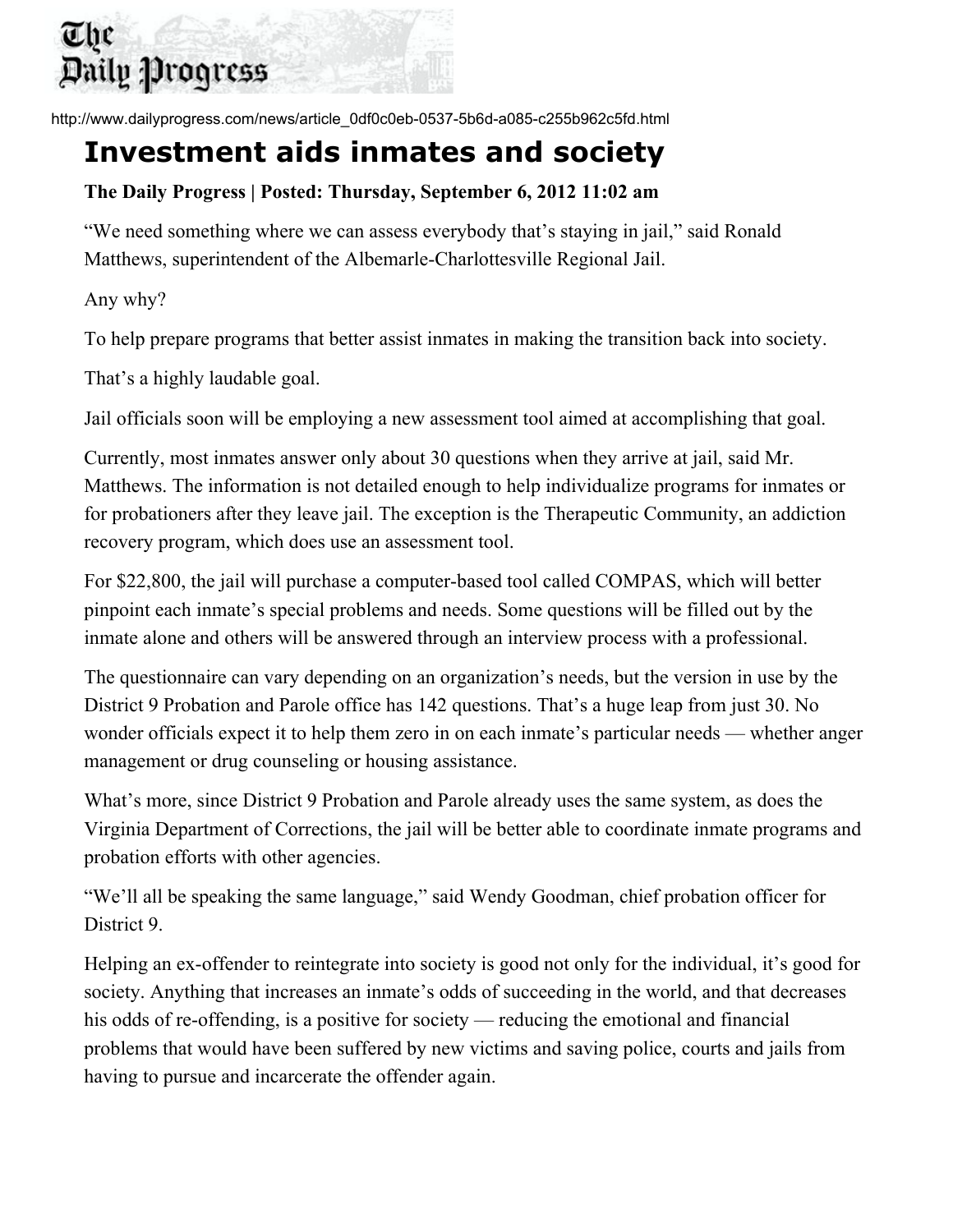The Daily Progress

http://www.dailyprogress.com/news/article_0df0c0eb-0537-5b6d-a085-c255b962c5fd.html

# Investment aids inmates and society

**The Daily Progress | Posted: Thursday, September 6, 2012 11:02 am**

"We need something where we can assess everybody that's staying in jail," said Ronald Matthews, superintendent of the Albemarle-Charlottesville Regional Jail.

Any why?

To help prepare programs that better assist inmates in making the transition back into society.

That's a highly laudable goal.

Jail officials soon will be employing a new assessment tool aimed at accomplishing that goal.

Currently, most inmates answer only about 30 questions when they arrive at jail, said Mr. Matthews. The information is not detailed enough to help individualize programs for inmates or for probationers after they leave jail. The exception is the Therapeutic Community, an addiction recovery program, which does use an assessment tool.

For $22,800, the jail will purchase a computer-based tool called COMPAS, which will better pinpoint each inmate's special problems and needs. Some questions will be filled out by the inmate alone and others will be answered through an interview process with a professional.

The questionnaire can vary depending on an organization's needs, but the version in use by the District 9 Probation and Parole office has 142 questions. That's a huge leap from just 30. No wonder officials expect it to help them zero in on each inmate's particular needs — whether anger management or drug counseling or housing assistance.

What's more, since District 9 Probation and Parole already uses the same system, as does the Virginia Department of Corrections, the jail will be better able to coordinate inmate programs and probation efforts with other agencies.

"We'll all be speaking the same language," said Wendy Goodman, chief probation officer for District 9.

Helping an ex-offender to reintegrate into society is good not only for the individual, it's good for society. Anything that increases an inmate's odds of succeeding in the world, and that decreases his odds of re-offending, is a positive for society — reducing the emotional and financial problems that would have been suffered by new victims and saving police, courts and jails from having to pursue and incarcerate the offender again.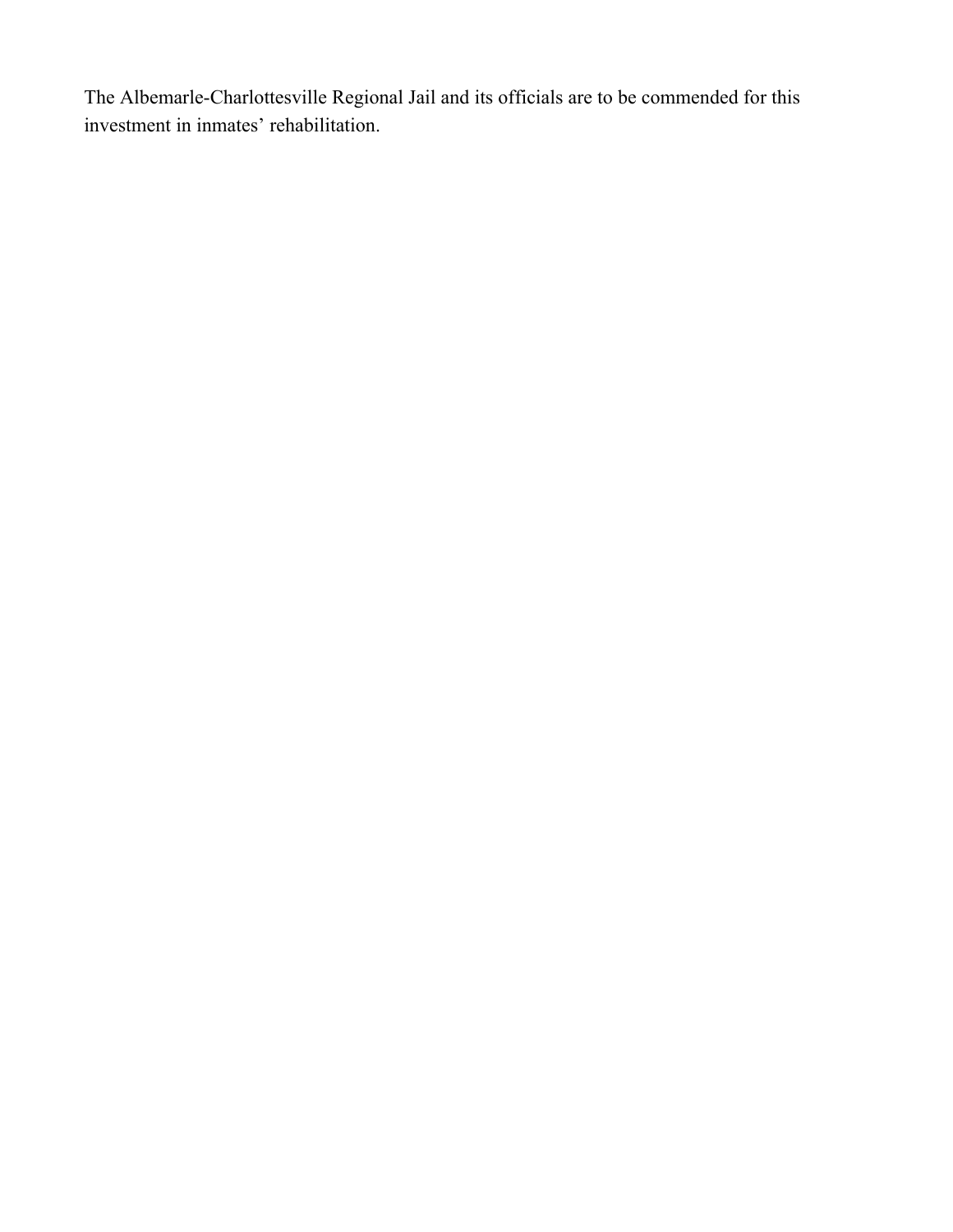The Albemarle-Charlottesville Regional Jail and its officials are to be commended for this investment in inmates' rehabilitation.